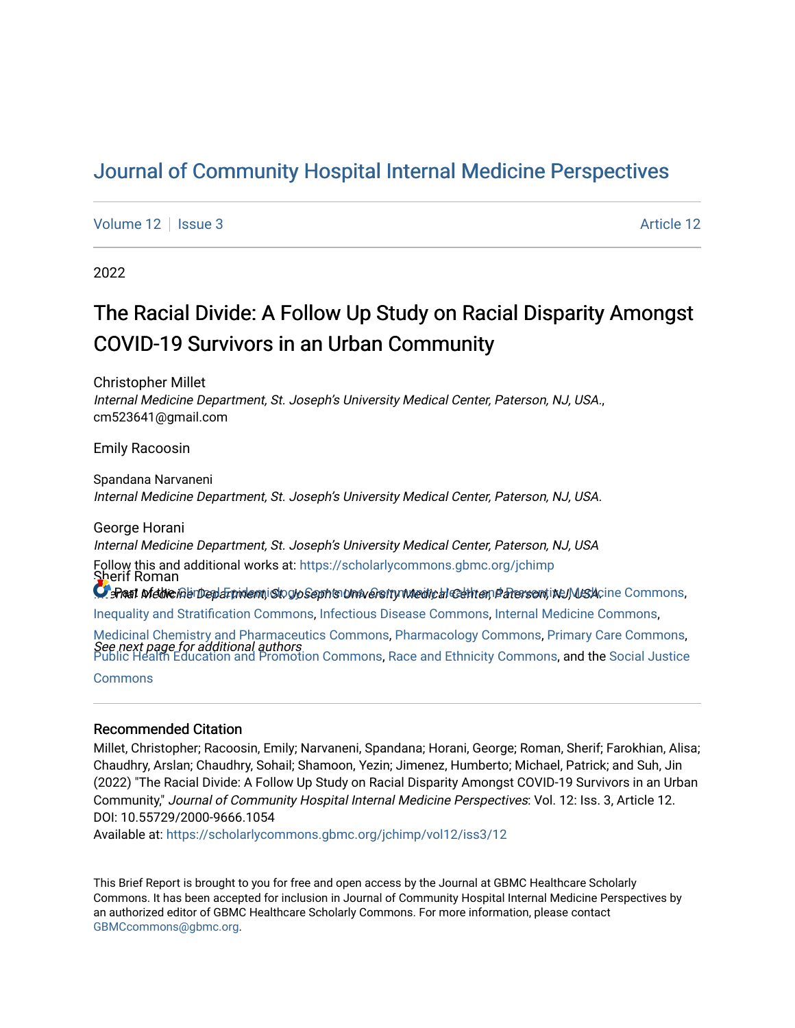# Journal of Community Hospital Internal Medicine Perspectives

Volume 12 | Issue 3 | Article 12

2022

## The Racial Divide: A Follow Up Study on Racial Disparity Amongst COVID-19 Survivors in an Urban Community

Christopher Millet
*Internal Medicine Department, St. Joseph's University Medical Center, Paterson, NJ, USA.*, cm523641@gmail.com

Emily Racoosin

Spandana Narvaneni
*Internal Medicine Department, St. Joseph's University Medical Center, Paterson, NJ, USA.*

George Horani
*Internal Medicine Department, St. Joseph's University Medical Center, Paterson, NJ, USA*

Sherif Roman
*Internal Medicine Department, St. Joseph's University Medical Center, Paterson, NJ, USA.*

*See next page for additional authors*

Follow this and additional works at: https://scholarlycommons.gbmc.org/jchimp

Part of the Clinical Epidemiology Commons, Community Health and Preventive Medicine Commons, Inequality and Stratification Commons, Infectious Disease Commons, Internal Medicine Commons, Medicinal Chemistry and Pharmaceutics Commons, Pharmacology Commons, Primary Care Commons, Public Health Education and Promotion Commons, Race and Ethnicity Commons, and the Social Justice Commons

### Recommended Citation

Millet, Christopher; Racoosin, Emily; Narvaneni, Spandana; Horani, George; Roman, Sherif; Farokhian, Alisa; Chaudhry, Arslan; Chaudhry, Sohail; Shamoon, Yezin; Jimenez, Humberto; Michael, Patrick; and Suh, Jin (2022) "The Racial Divide: A Follow Up Study on Racial Disparity Amongst COVID-19 Survivors in an Urban Community," *Journal of Community Hospital Internal Medicine Perspectives*: Vol. 12: Iss. 3, Article 12.
DOI: 10.55729/2000-9666.1054
Available at: https://scholarlycommons.gbmc.org/jchimp/vol12/iss3/12

This Brief Report is brought to you for free and open access by the Journal at GBMC Healthcare Scholarly Commons. It has been accepted for inclusion in Journal of Community Hospital Internal Medicine Perspectives by an authorized editor of GBMC Healthcare Scholarly Commons. For more information, please contact GBMCcommons@gbmc.org.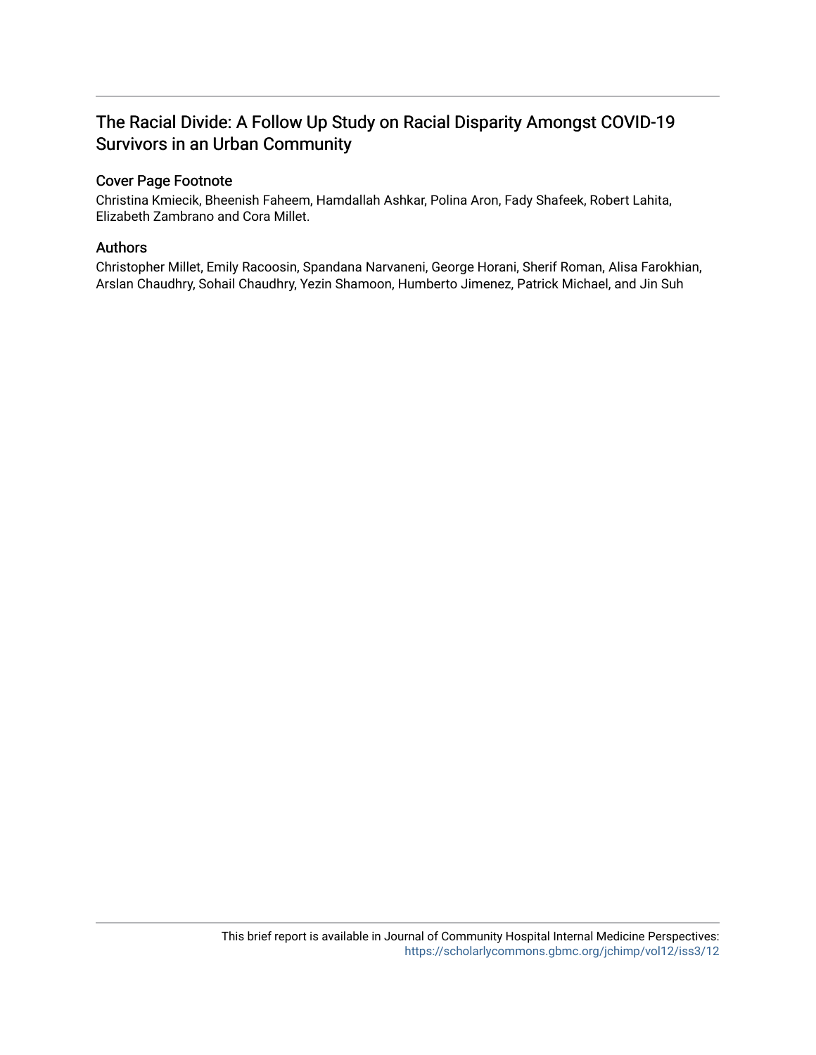# The Racial Divide: A Follow Up Study on Racial Disparity Amongst COVID-19 Survivors in an Urban Community

## Cover Page Footnote

Christina Kmiecik, Bheenish Faheem, Hamdallah Ashkar, Polina Aron, Fady Shafeek, Robert Lahita, Elizabeth Zambrano and Cora Millet.

## Authors

Christopher Millet, Emily Racoosin, Spandana Narvaneni, George Horani, Sherif Roman, Alisa Farokhian, Arslan Chaudhry, Sohail Chaudhry, Yezin Shamoon, Humberto Jimenez, Patrick Michael, and Jin Suh

This brief report is available in Journal of Community Hospital Internal Medicine Perspectives: https://scholarlycommons.gbmc.org/jchimp/vol12/iss3/12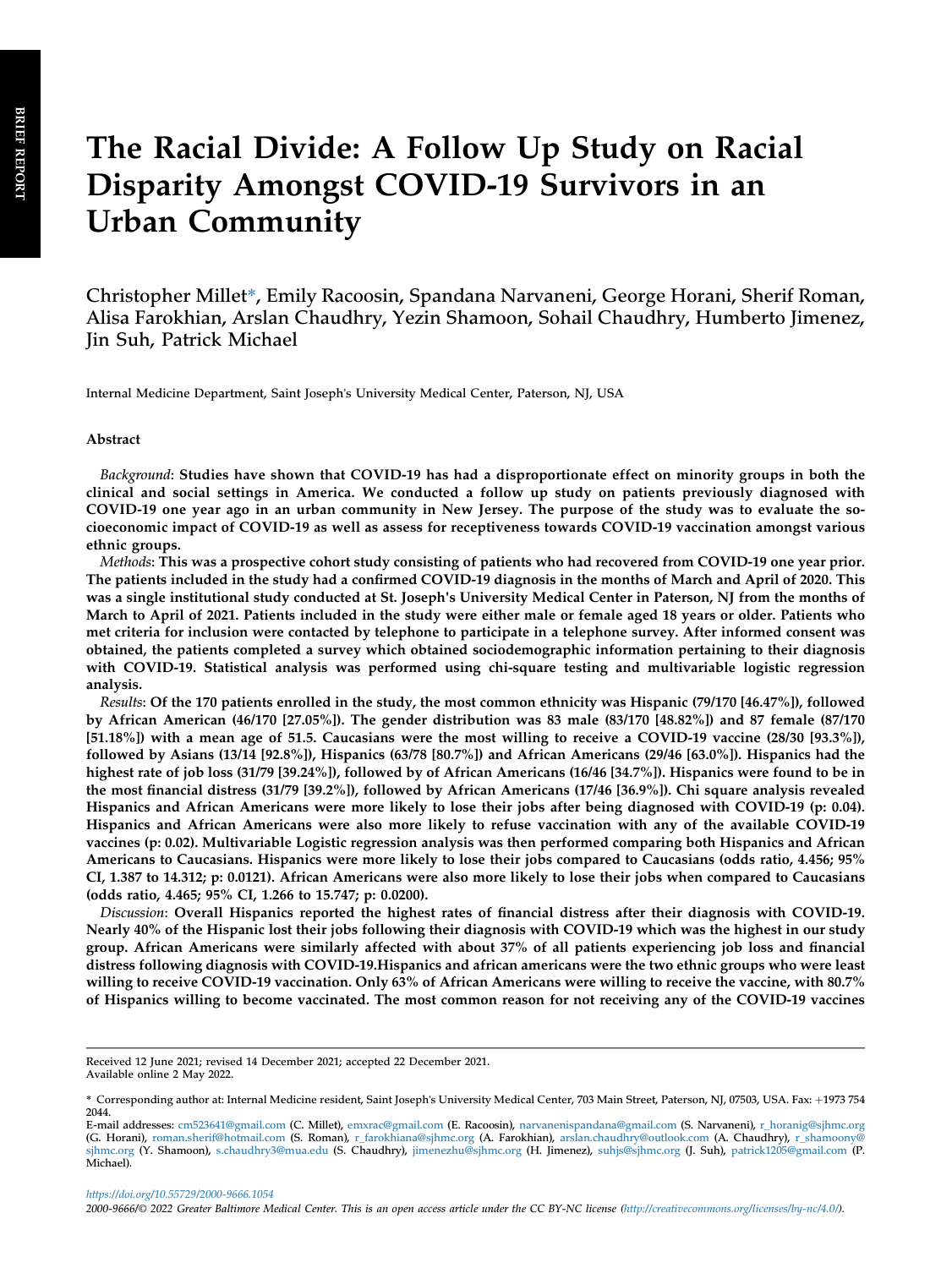BRIEF REPORT

# The Racial Divide: A Follow Up Study on Racial Disparity Amongst COVID-19 Survivors in an Urban Community

Christopher Millet*, Emily Racoosin, Spandana Narvaneni, George Horani, Sherif Roman, Alisa Farokhian, Arslan Chaudhry, Yezin Shamoon, Sohail Chaudhry, Humberto Jimenez, Jin Suh, Patrick Michael

Internal Medicine Department, Saint Joseph's University Medical Center, Paterson, NJ, USA

### Abstract

*Background*: **Studies have shown that COVID-19 has had a disproportionate effect on minority groups in both the clinical and social settings in America. We conducted a follow up study on patients previously diagnosed with COVID-19 one year ago in an urban community in New Jersey. The purpose of the study was to evaluate the socioeconomic impact of COVID-19 as well as assess for receptiveness towards COVID-19 vaccination amongst various ethnic groups.**

*Methods*: **This was a prospective cohort study consisting of patients who had recovered from COVID-19 one year prior. The patients included in the study had a confirmed COVID-19 diagnosis in the months of March and April of 2020. This was a single institutional study conducted at St. Joseph's University Medical Center in Paterson, NJ from the months of March to April of 2021. Patients included in the study were either male or female aged 18 years or older. Patients who met criteria for inclusion were contacted by telephone to participate in a telephone survey. After informed consent was obtained, the patients completed a survey which obtained sociodemographic information pertaining to their diagnosis with COVID-19. Statistical analysis was performed using chi-square testing and multivariable logistic regression analysis.**

*Results*: **Of the 170 patients enrolled in the study, the most common ethnicity was Hispanic (79/170 [46.47%]), followed by African American (46/170 [27.05%]). The gender distribution was 83 male (83/170 [48.82%]) and 87 female (87/170 [51.18%]) with a mean age of 51.5. Caucasians were the most willing to receive a COVID-19 vaccine (28/30 [93.3%]), followed by Asians (13/14 [92.8%]), Hispanics (63/78 [80.7%]) and African Americans (29/46 [63.0%]). Hispanics had the highest rate of job loss (31/79 [39.24%]), followed by of African Americans (16/46 [34.7%]). Hispanics were found to be in the most financial distress (31/79 [39.2%]), followed by African Americans (17/46 [36.9%]). Chi square analysis revealed Hispanics and African Americans were more likely to lose their jobs after being diagnosed with COVID-19 (p: 0.04). Hispanics and African Americans were also more likely to refuse vaccination with any of the available COVID-19 vaccines (p: 0.02). Multivariable Logistic regression analysis was then performed comparing both Hispanics and African Americans to Caucasians. Hispanics were more likely to lose their jobs compared to Caucasians (odds ratio, 4.456; 95% CI, 1.387 to 14.312; p: 0.0121). African Americans were also more likely to lose their jobs when compared to Caucasians (odds ratio, 4.465; 95% CI, 1.266 to 15.747; p: 0.0200).**

*Discussion*: **Overall Hispanics reported the highest rates of financial distress after their diagnosis with COVID-19. Nearly 40% of the Hispanic lost their jobs following their diagnosis with COVID-19 which was the highest in our study group. African Americans were similarly affected with about 37% of all patients experiencing job loss and financial distress following diagnosis with COVID-19.Hispanics and african americans were the two ethnic groups who were least willing to receive COVID-19 vaccination. Only 63% of African Americans were willing to receive the vaccine, with 80.7% of Hispanics willing to become vaccinated. The most common reason for not receiving any of the COVID-19 vaccines**

Received 12 June 2021; revised 14 December 2021; accepted 22 December 2021.
Available online 2 May 2022.

\* Corresponding author at: Internal Medicine resident, Saint Joseph's University Medical Center, 703 Main Street, Paterson, NJ, 07503, USA. Fax: +1973 754 2044.
E-mail addresses: cm523641@gmail.com (C. Millet), emxrac@gmail.com (E. Racoosin), narvanenispandana@gmail.com (S. Narvaneni), r_horanig@sjhmc.org (G. Horani), roman.sherif@hotmail.com (S. Roman), r_farokhiana@sjhmc.org (A. Farokhian), arslan.chaudhry@outlook.com (A. Chaudhry), r_shamoony@sjhmc.org (Y. Shamoon), s.chaudhry3@mua.edu (S. Chaudhry), jimenezhu@sjhmc.org (H. Jimenez), suhjs@sjhmc.org (J. Suh), patrick1205@gmail.com (P. Michael).

https://doi.org/10.55729/2000-9666.1054
2000-9666/© 2022 Greater Baltimore Medical Center. This is an open access article under the CC BY-NC license (http://creativecommons.org/licenses/by-nc/4.0/).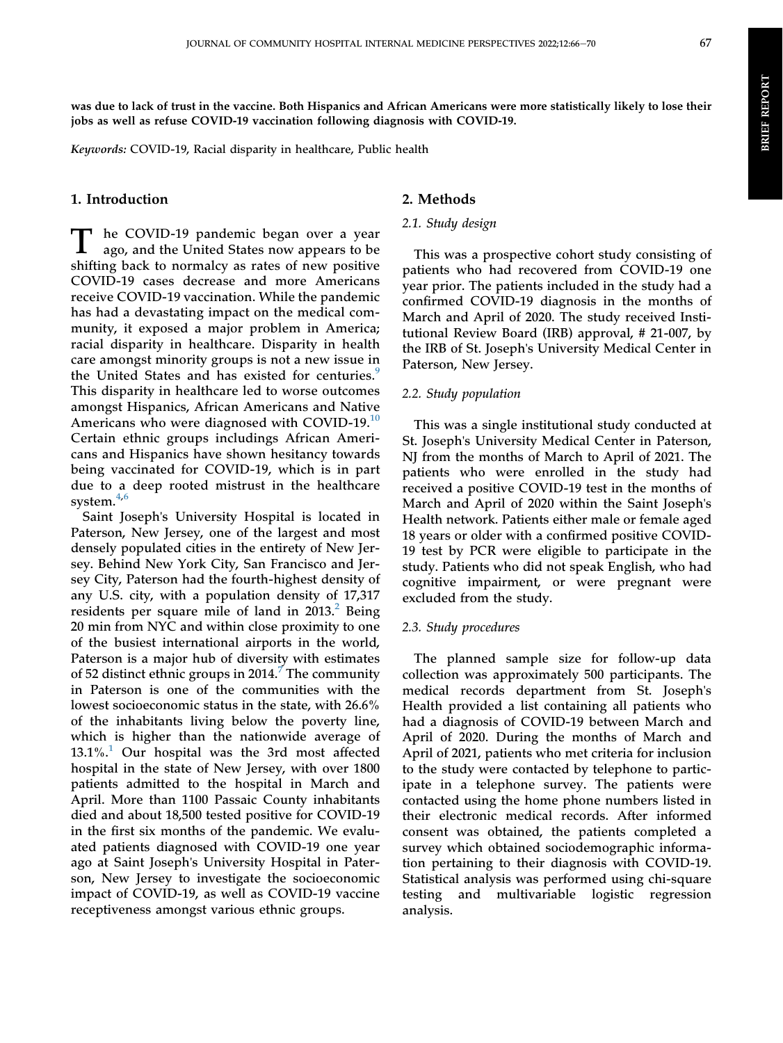**was due to lack of trust in the vaccine. Both Hispanics and African Americans were more statistically likely to lose their jobs as well as refuse COVID-19 vaccination following diagnosis with COVID-19.**

*Keywords:* COVID-19, Racial disparity in healthcare, Public health

## 1. Introduction

The COVID-19 pandemic began over a year ago, and the United States now appears to be shifting back to normalcy as rates of new positive COVID-19 cases decrease and more Americans receive COVID-19 vaccination. While the pandemic has had a devastating impact on the medical community, it exposed a major problem in America; racial disparity in healthcare. Disparity in health care amongst minority groups is not a new issue in the United States and has existed for centuries.[9] This disparity in healthcare led to worse outcomes amongst Hispanics, African Americans and Native Americans who were diagnosed with COVID-19.[10] Certain ethnic groups includings African Americans and Hispanics have shown hesitancy towards being vaccinated for COVID-19, which is in part due to a deep rooted mistrust in the healthcare system.[4,6]

Saint Joseph's University Hospital is located in Paterson, New Jersey, one of the largest and most densely populated cities in the entirety of New Jersey. Behind New York City, San Francisco and Jersey City, Paterson had the fourth-highest density of any U.S. city, with a population density of 17,317 residents per square mile of land in 2013.[2] Being 20 min from NYC and within close proximity to one of the busiest international airports in the world, Paterson is a major hub of diversity with estimates of 52 distinct ethnic groups in 2014.[7] The community in Paterson is one of the communities with the lowest socioeconomic status in the state, with 26.6% of the inhabitants living below the poverty line, which is higher than the nationwide average of 13.1%.[1] Our hospital was the 3rd most affected hospital in the state of New Jersey, with over 1800 patients admitted to the hospital in March and April. More than 1100 Passaic County inhabitants died and about 18,500 tested positive for COVID-19 in the first six months of the pandemic. We evaluated patients diagnosed with COVID-19 one year ago at Saint Joseph's University Hospital in Paterson, New Jersey to investigate the socioeconomic impact of COVID-19, as well as COVID-19 vaccine receptiveness amongst various ethnic groups.

## 2. Methods

### 2.1. Study design

This was a prospective cohort study consisting of patients who had recovered from COVID-19 one year prior. The patients included in the study had a confirmed COVID-19 diagnosis in the months of March and April of 2020. The study received Institutional Review Board (IRB) approval, # 21-007, by the IRB of St. Joseph's University Medical Center in Paterson, New Jersey.

### 2.2. Study population

This was a single institutional study conducted at St. Joseph's University Medical Center in Paterson, NJ from the months of March to April of 2021. The patients who were enrolled in the study had received a positive COVID-19 test in the months of March and April of 2020 within the Saint Joseph's Health network. Patients either male or female aged 18 years or older with a confirmed positive COVID-19 test by PCR were eligible to participate in the study. Patients who did not speak English, who had cognitive impairment, or were pregnant were excluded from the study.

### 2.3. Study procedures

The planned sample size for follow-up data collection was approximately 500 participants. The medical records department from St. Joseph's Health provided a list containing all patients who had a diagnosis of COVID-19 between March and April of 2020. During the months of March and April of 2021, patients who met criteria for inclusion to the study were contacted by telephone to participate in a telephone survey. The patients were contacted using the home phone numbers listed in their electronic medical records. After informed consent was obtained, the patients completed a survey which obtained sociodemographic information pertaining to their diagnosis with COVID-19. Statistical analysis was performed using chi-square testing and multivariable logistic regression analysis.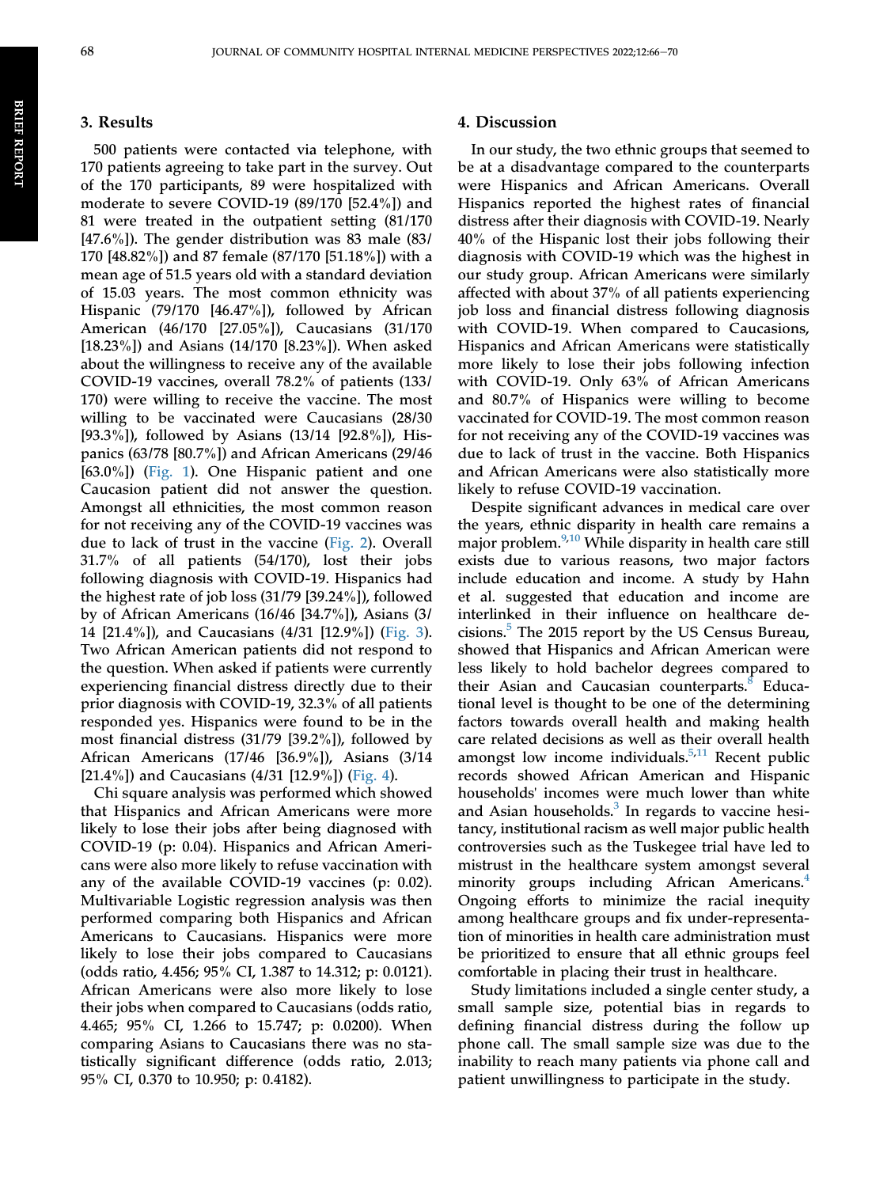## 3. Results

500 patients were contacted via telephone, with 170 patients agreeing to take part in the survey. Out of the 170 participants, 89 were hospitalized with moderate to severe COVID-19 (89/170 [52.4%]) and 81 were treated in the outpatient setting (81/170 [47.6%]). The gender distribution was 83 male (83/170 [48.82%]) and 87 female (87/170 [51.18%]) with a mean age of 51.5 years old with a standard deviation of 15.03 years. The most common ethnicity was Hispanic (79/170 [46.47%]), followed by African American (46/170 [27.05%]), Caucasians (31/170 [18.23%]) and Asians (14/170 [8.23%]). When asked about the willingness to receive any of the available COVID-19 vaccines, overall 78.2% of patients (133/170) were willing to receive the vaccine. The most willing to be vaccinated were Caucasians (28/30 [93.3%]), followed by Asians (13/14 [92.8%]), Hispanics (63/78 [80.7%]) and African Americans (29/46 [63.0%]) (Fig. 1). One Hispanic patient and one Caucasian patient did not answer the question. Amongst all ethnicities, the most common reason for not receiving any of the COVID-19 vaccines was due to lack of trust in the vaccine (Fig. 2). Overall 31.7% of all patients (54/170), lost their jobs following diagnosis with COVID-19. Hispanics had the highest rate of job loss (31/79 [39.24%]), followed by of African Americans (16/46 [34.7%]), Asians (3/14 [21.4%]), and Caucasians (4/31 [12.9%]) (Fig. 3). Two African American patients did not respond to the question. When asked if patients were currently experiencing financial distress directly due to their prior diagnosis with COVID-19, 32.3% of all patients responded yes. Hispanics were found to be in the most financial distress (31/79 [39.2%]), followed by African Americans (17/46 [36.9%]), Asians (3/14 [21.4%]) and Caucasians (4/31 [12.9%]) (Fig. 4).

Chi square analysis was performed which showed that Hispanics and African Americans were more likely to lose their jobs after being diagnosed with COVID-19 (p: 0.04). Hispanics and African Americans were also more likely to refuse vaccination with any of the available COVID-19 vaccines (p: 0.02). Multivariable Logistic regression analysis was then performed comparing both Hispanics and African Americans to Caucasians. Hispanics were more likely to lose their jobs compared to Caucasians (odds ratio, 4.456; 95% CI, 1.387 to 14.312; p: 0.0121). African Americans were also more likely to lose their jobs when compared to Caucasians (odds ratio, 4.465; 95% CI, 1.266 to 15.747; p: 0.0200). When comparing Asians to Caucasians there was no statistically significant difference (odds ratio, 2.013; 95% CI, 0.370 to 10.950; p: 0.4182).

## 4. Discussion

In our study, the two ethnic groups that seemed to be at a disadvantage compared to the counterparts were Hispanics and African Americans. Overall Hispanics reported the highest rates of financial distress after their diagnosis with COVID-19. Nearly 40% of the Hispanic lost their jobs following their diagnosis with COVID-19 which was the highest in our study group. African Americans were similarly affected with about 37% of all patients experiencing job loss and financial distress following diagnosis with COVID-19. When compared to Caucasions, Hispanics and African Americans were statistically more likely to lose their jobs following infection with COVID-19. Only 63% of African Americans and 80.7% of Hispanics were willing to become vaccinated for COVID-19. The most common reason for not receiving any of the COVID-19 vaccines was due to lack of trust in the vaccine. Both Hispanics and African Americans were also statistically more likely to refuse COVID-19 vaccination.

Despite significant advances in medical care over the years, ethnic disparity in health care remains a major problem.[9,10] While disparity in health care still exists due to various reasons, two major factors include education and income. A study by Hahn et al. suggested that education and income are interlinked in their influence on healthcare decisions.[5] The 2015 report by the US Census Bureau, showed that Hispanics and African American were less likely to hold bachelor degrees compared to their Asian and Caucasian counterparts.[8] Educational level is thought to be one of the determining factors towards overall health and making health care related decisions as well as their overall health amongst low income individuals.[5,11] Recent public records showed African American and Hispanic households' incomes were much lower than white and Asian households.[3] In regards to vaccine hesitancy, institutional racism as well major public health controversies such as the Tuskegee trial have led to mistrust in the healthcare system amongst several minority groups including African Americans.[4] Ongoing efforts to minimize the racial inequity among healthcare groups and fix under-representation of minorities in health care administration must be prioritized to ensure that all ethnic groups feel comfortable in placing their trust in healthcare.

Study limitations included a single center study, a small sample size, potential bias in regards to defining financial distress during the follow up phone call. The small sample size was due to the inability to reach many patients via phone call and patient unwillingness to participate in the study.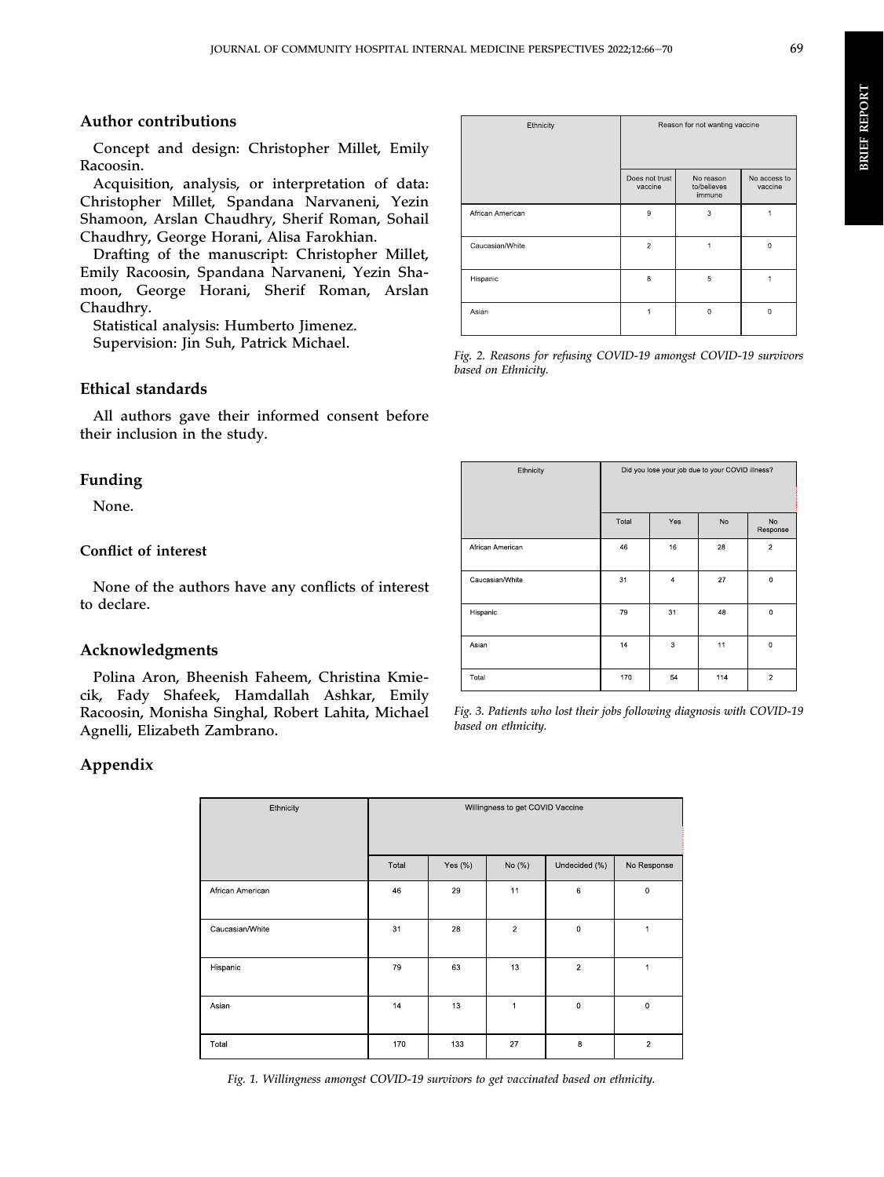## Author contributions

Concept and design: Christopher Millet, Emily Racoosin.

Acquisition, analysis, or interpretation of data: Christopher Millet, Spandana Narvaneni, Yezin Shamoon, Arslan Chaudhry, Sherif Roman, Sohail Chaudhry, George Horani, Alisa Farokhian.

Drafting of the manuscript: Christopher Millet, Emily Racoosin, Spandana Narvaneni, Yezin Shamoon, George Horani, Sherif Roman, Arslan Chaudhry.

Statistical analysis: Humberto Jimenez.

Supervision: Jin Suh, Patrick Michael.

## Ethical standards

All authors gave their informed consent before their inclusion in the study.

## Funding

None.

## Conflict of interest

None of the authors have any conflicts of interest to declare.

## Acknowledgments

Polina Aron, Bheenish Faheem, Christina Kmiecik, Fady Shafeek, Hamdallah Ashkar, Emily Racoosin, Monisha Singhal, Robert Lahita, Michael Agnelli, Elizabeth Zambrano.

| Ethnicity | Reason for not wanting vaccine | | |
|---|---|---|---|
| | Does not trust vaccine | No reason to/believes immune | No access to vaccine |
| African American | 9 | 3 | 1 |
| Caucasian/White | 2 | 1 | 0 |
| Hispanic | 8 | 5 | 1 |
| Asian | 1 | 0 | 0 |

*Fig. 2. Reasons for refusing COVID-19 amongst COVID-19 survivors based on Ethnicity.*

| Ethnicity | Did you lose your job due to your COVID illness? | | | |
|---|---|---|---|---|
| | Total | Yes | No | No Response |
| African American | 46 | 16 | 28 | 2 |
| Caucasian/White | 31 | 4 | 27 | 0 |
| Hispanic | 79 | 31 | 48 | 0 |
| Asian | 14 | 3 | 11 | 0 |
| Total | 170 | 54 | 114 | 2 |

*Fig. 3. Patients who lost their jobs following diagnosis with COVID-19 based on ethnicity.*

## Appendix

| Ethnicity | Willingness to get COVID Vaccine | | | | |
|---|---|---|---|---|---|
| | Total | Yes (%) | No (%) | Undecided (%) | No Response |
| African American | 46 | 29 | 11 | 6 | 0 |
| Caucasian/White | 31 | 28 | 2 | 0 | 1 |
| Hispanic | 79 | 63 | 13 | 2 | 1 |
| Asian | 14 | 13 | 1 | 0 | 0 |
| Total | 170 | 133 | 27 | 8 | 2 |

*Fig. 1. Willingness amongst COVID-19 survivors to get vaccinated based on ethnicity.*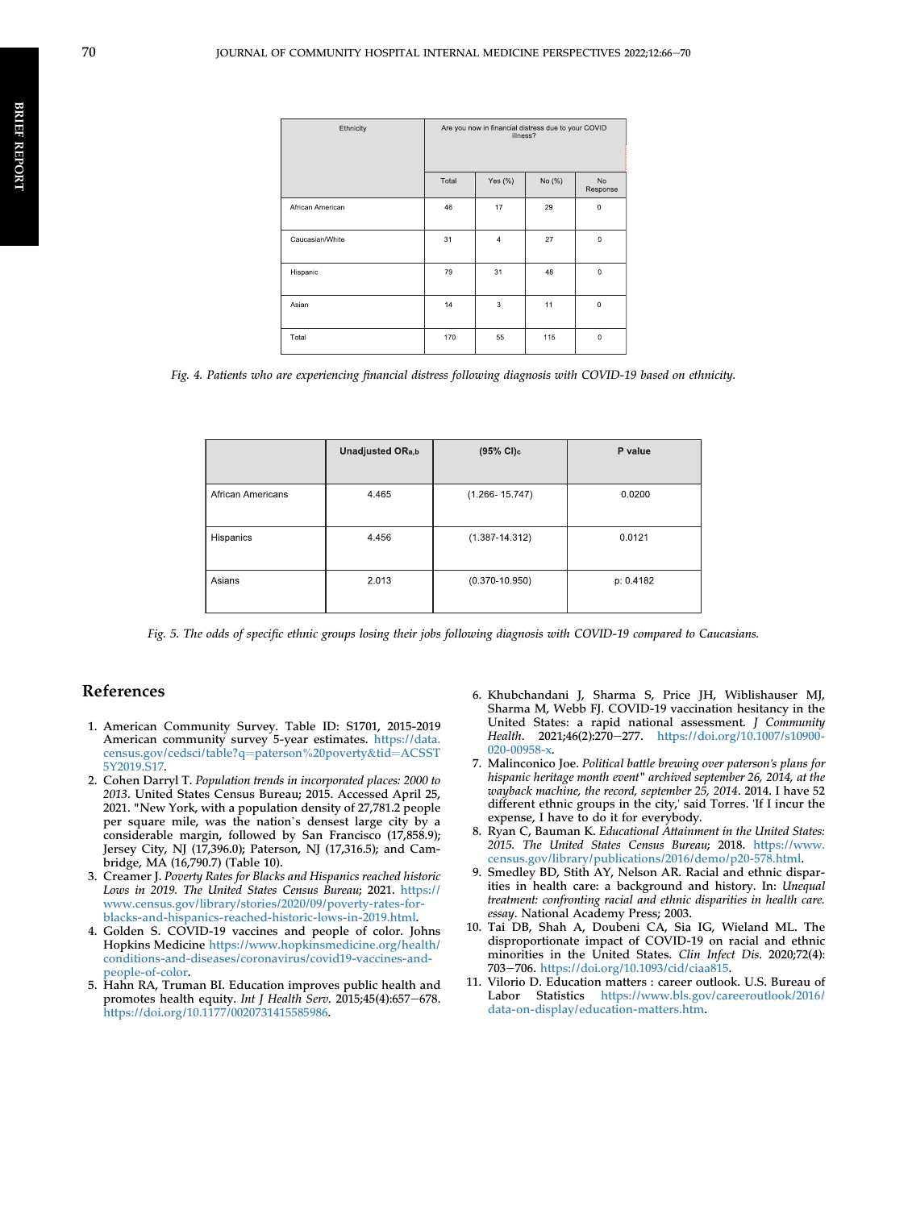| Ethnicity | Are you now in financial distress due to your COVID illness? | | | |
|---|---|---|---|---|
| | Total | Yes (%) | No (%) | No Response |
| African American | 46 | 17 | 29 | 0 |
| Caucasian/White | 31 | 4 | 27 | 0 |
| Hispanic | 79 | 31 | 48 | 0 |
| Asian | 14 | 3 | 11 | 0 |
| Total | 170 | 55 | 115 | 0 |

*Fig. 4. Patients who are experiencing financial distress following diagnosis with COVID-19 based on ethnicity.*

| | Unadjusted OR a,b | (95% CI) c | P value |
|---|---|---|---|
| African Americans | 4.465 | (1.266- 15.747) | 0.0200 |
| Hispanics | 4.456 | (1.387-14.312) | 0.0121 |
| Asians | 2.013 | (0.370-10.950) | p: 0.4182 |

*Fig. 5. The odds of specific ethnic groups losing their jobs following diagnosis with COVID-19 compared to Caucasians.*

## References

1. American Community Survey. Table ID: S1701, 2015-2019 American community survey 5-year estimates. https://data.census.gov/cedsci/table?q=paterson%20poverty&tid=ACSST5Y2019.S17.
2. Cohen Darryl T. *Population trends in incorporated places: 2000 to 2013*. United States Census Bureau; 2015. Accessed April 25, 2021. "New York, with a population density of 27,781.2 people per square mile, was the nation's densest large city by a considerable margin, followed by San Francisco (17,858.9); Jersey City, NJ (17,396.0); Paterson, NJ (17,316.5); and Cambridge, MA (16,790.7) (Table 10).
3. Creamer J. *Poverty Rates for Blacks and Hispanics reached historic Lows in 2019. The United States Census Bureau*; 2021. https://www.census.gov/library/stories/2020/09/poverty-rates-for-blacks-and-hispanics-reached-historic-lows-in-2019.html.
4. Golden S. COVID-19 vaccines and people of color. Johns Hopkins Medicine https://www.hopkinsmedicine.org/health/conditions-and-diseases/coronavirus/covid19-vaccines-and-people-of-color.
5. Hahn RA, Truman BI. Education improves public health and promotes health equity. *Int J Health Serv*. 2015;45(4):657−678. https://doi.org/10.1177/0020731415585986.
6. Khubchandani J, Sharma S, Price JH, Wiblishauser MJ, Sharma M, Webb FJ. COVID-19 vaccination hesitancy in the United States: a rapid national assessment. *J Community Health*. 2021;46(2):270−277. https://doi.org/10.1007/s10900-020-00958-x.
7. Malinconico Joe. *Political battle brewing over paterson's plans for hispanic heritage month event" archived september 26, 2014, at the wayback machine, the record, september 25, 2014*. 2014. I have 52 different ethnic groups in the city,' said Torres. 'If I incur the expense, I have to do it for everybody.
8. Ryan C, Bauman K. *Educational Attainment in the United States: 2015. The United States Census Bureau*; 2018. https://www.census.gov/library/publications/2016/demo/p20-578.html.
9. Smedley BD, Stith AY, Nelson AR. Racial and ethnic disparities in health care: a background and history. In: *Unequal treatment: confronting racial and ethnic disparities in health care. essay*. National Academy Press; 2003.
10. Tai DB, Shah A, Doubeni CA, Sia IG, Wieland ML. The disproportionate impact of COVID-19 on racial and ethnic minorities in the United States. *Clin Infect Dis*. 2020;72(4):703−706. https://doi.org/10.1093/cid/ciaa815.
11. Vilorio D. Education matters : career outlook. U.S. Bureau of Labor Statistics https://www.bls.gov/careeroutlook/2016/data-on-display/education-matters.htm.